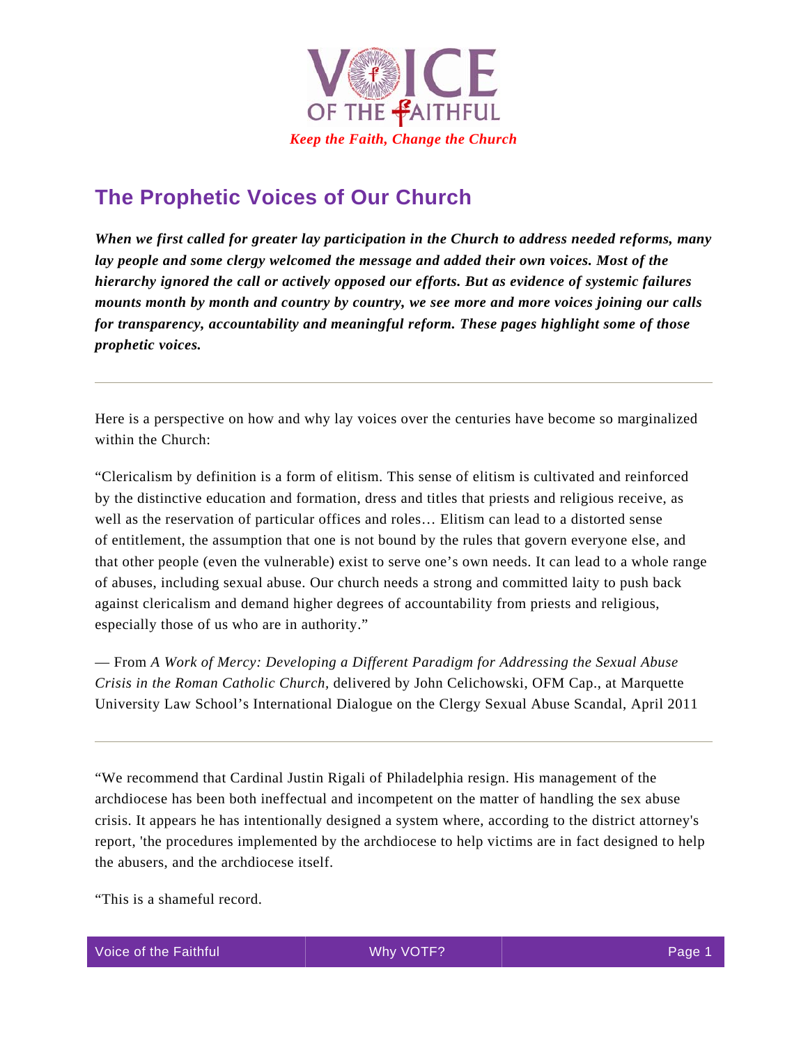VOICE OF THE FAITHFUL

*Keep the Faith, Change the Church*

# The Prophetic Voices of Our Church

***When we first called for greater lay participation in the Church to address needed reforms, many lay people and some clergy welcomed the message and added their own voices. Most of the hierarchy ignored the call or actively opposed our efforts. But as evidence of systemic failures mounts month by month and country by country, we see more and more voices joining our calls for transparency, accountability and meaningful reform. These pages highlight some of those prophetic voices.***

---

Here is a perspective on how and why lay voices over the centuries have become so marginalized within the Church:

"Clericalism by definition is a form of elitism. This sense of elitism is cultivated and reinforced by the distinctive education and formation, dress and titles that priests and religious receive, as well as the reservation of particular offices and roles… Elitism can lead to a distorted sense of entitlement, the assumption that one is not bound by the rules that govern everyone else, and that other people (even the vulnerable) exist to serve one's own needs. It can lead to a whole range of abuses, including sexual abuse. Our church needs a strong and committed laity to push back against clericalism and demand higher degrees of accountability from priests and religious, especially those of us who are in authority."

— From *A Work of Mercy: Developing a Different Paradigm for Addressing the Sexual Abuse Crisis in the Roman Catholic Church,* delivered by John Celichowski, OFM Cap., at Marquette University Law School's International Dialogue on the Clergy Sexual Abuse Scandal, April 2011

---

"We recommend that Cardinal Justin Rigali of Philadelphia resign. His management of the archdiocese has been both ineffectual and incompetent on the matter of handling the sex abuse crisis. It appears he has intentionally designed a system where, according to the district attorney's report, 'the procedures implemented by the archdiocese to help victims are in fact designed to help the abusers, and the archdiocese itself.

"This is a shameful record.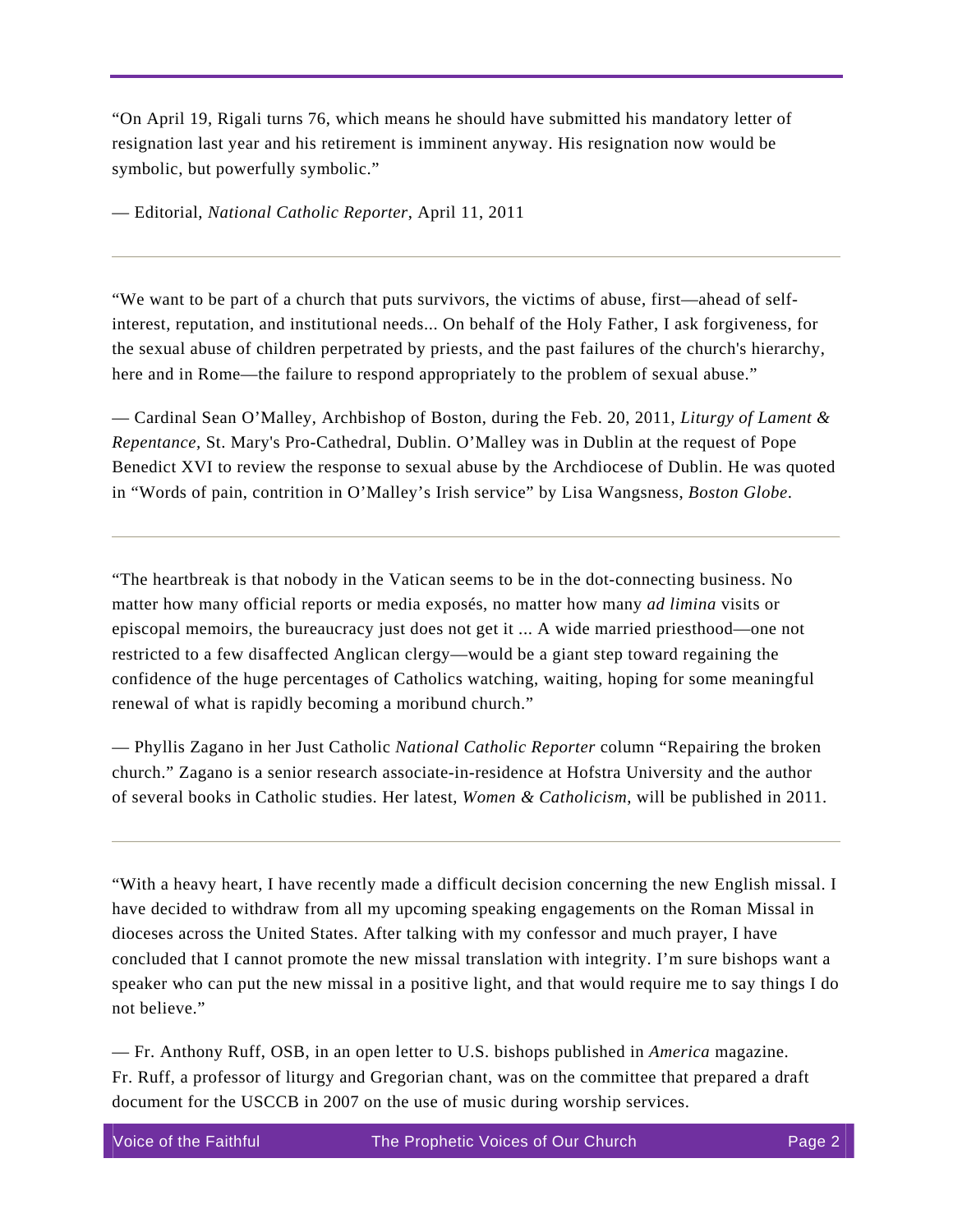"On April 19, Rigali turns 76, which means he should have submitted his mandatory letter of resignation last year and his retirement is imminent anyway. His resignation now would be symbolic, but powerfully symbolic."

— Editorial, *National Catholic Reporter*, April 11, 2011

---

"We want to be part of a church that puts survivors, the victims of abuse, first—ahead of self-interest, reputation, and institutional needs... On behalf of the Holy Father, I ask forgiveness, for the sexual abuse of children perpetrated by priests, and the past failures of the church's hierarchy, here and in Rome—the failure to respond appropriately to the problem of sexual abuse."

— Cardinal Sean O'Malley, Archbishop of Boston, during the Feb. 20, 2011, *Liturgy of Lament & Repentance*, St. Mary's Pro-Cathedral, Dublin. O'Malley was in Dublin at the request of Pope Benedict XVI to review the response to sexual abuse by the Archdiocese of Dublin. He was quoted in "Words of pain, contrition in O'Malley's Irish service" by Lisa Wangsness, *Boston Globe*.

---

"The heartbreak is that nobody in the Vatican seems to be in the dot-connecting business. No matter how many official reports or media exposés, no matter how many *ad limina* visits or episcopal memoirs, the bureaucracy just does not get it ... A wide married priesthood—one not restricted to a few disaffected Anglican clergy—would be a giant step toward regaining the confidence of the huge percentages of Catholics watching, waiting, hoping for some meaningful renewal of what is rapidly becoming a moribund church."

— Phyllis Zagano in her Just Catholic *National Catholic Reporter* column "Repairing the broken church." Zagano is a senior research associate-in-residence at Hofstra University and the author of several books in Catholic studies. Her latest, *Women & Catholicism*, will be published in 2011.

---

"With a heavy heart, I have recently made a difficult decision concerning the new English missal. I have decided to withdraw from all my upcoming speaking engagements on the Roman Missal in dioceses across the United States. After talking with my confessor and much prayer, I have concluded that I cannot promote the new missal translation with integrity. I'm sure bishops want a speaker who can put the new missal in a positive light, and that would require me to say things I do not believe."

— Fr. Anthony Ruff, OSB, in an open letter to U.S. bishops published in *America* magazine. Fr. Ruff, a professor of liturgy and Gregorian chant, was on the committee that prepared a draft document for the USCCB in 2007 on the use of music during worship services.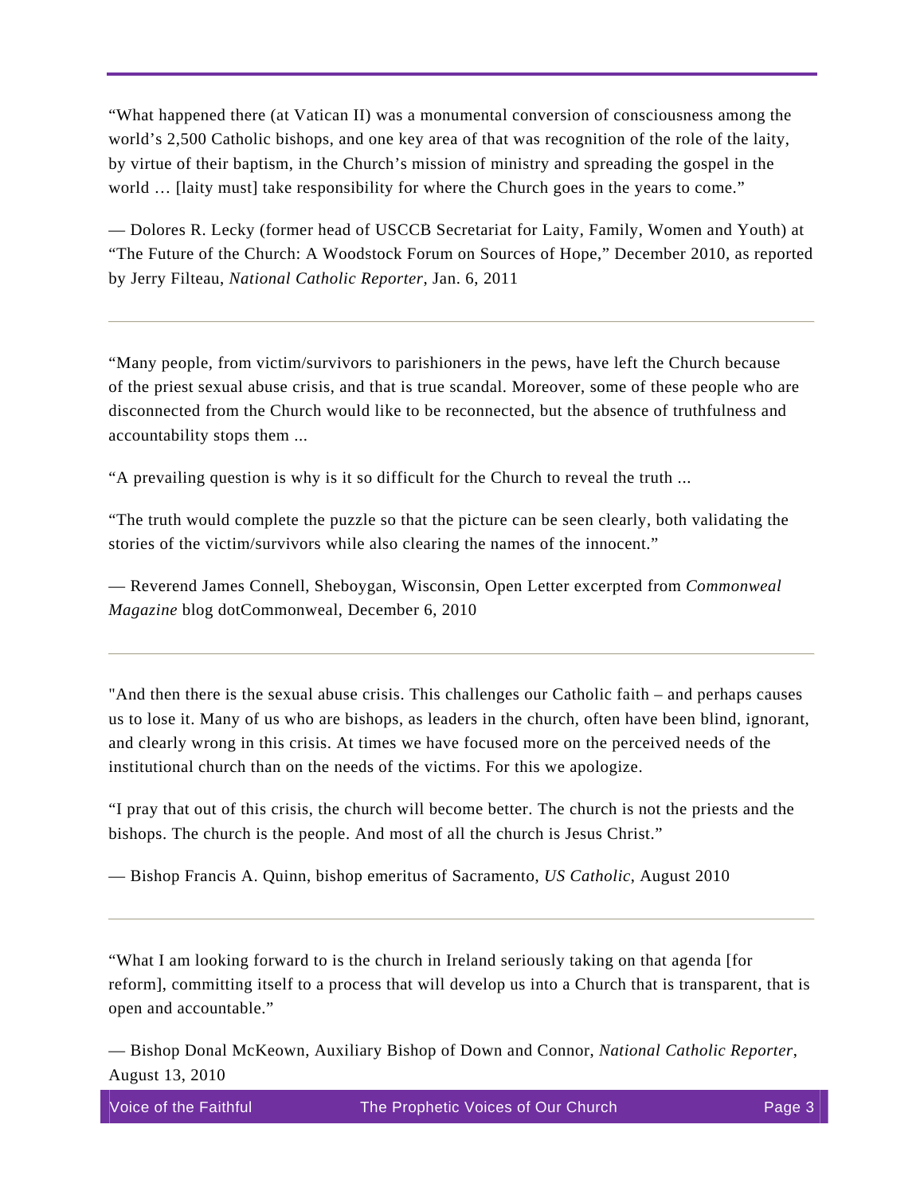“What happened there (at Vatican II) was a monumental conversion of consciousness among the world’s 2,500 Catholic bishops, and one key area of that was recognition of the role of the laity, by virtue of their baptism, in the Church’s mission of ministry and spreading the gospel in the world … [laity must] take responsibility for where the Church goes in the years to come.”

— Dolores R. Lecky (former head of USCCB Secretariat for Laity, Family, Women and Youth) at “The Future of the Church: A Woodstock Forum on Sources of Hope,” December 2010, as reported by Jerry Filteau, *National Catholic Reporter*, Jan. 6, 2011

---

“Many people, from victim/survivors to parishioners in the pews, have left the Church because of the priest sexual abuse crisis, and that is true scandal. Moreover, some of these people who are disconnected from the Church would like to be reconnected, but the absence of truthfulness and accountability stops them ...

“A prevailing question is why is it so difficult for the Church to reveal the truth ...

“The truth would complete the puzzle so that the picture can be seen clearly, both validating the stories of the victim/survivors while also clearing the names of the innocent.”

— Reverend James Connell, Sheboygan, Wisconsin, Open Letter excerpted from *Commonweal Magazine* blog dotCommonweal, December 6, 2010

---

"And then there is the sexual abuse crisis. This challenges our Catholic faith – and perhaps causes us to lose it. Many of us who are bishops, as leaders in the church, often have been blind, ignorant, and clearly wrong in this crisis. At times we have focused more on the perceived needs of the institutional church than on the needs of the victims. For this we apologize.

“I pray that out of this crisis, the church will become better. The church is not the priests and the bishops. The church is the people. And most of all the church is Jesus Christ.”

— Bishop Francis A. Quinn, bishop emeritus of Sacramento, *US Catholic*, August 2010

---

“What I am looking forward to is the church in Ireland seriously taking on that agenda [for reform], committing itself to a process that will develop us into a Church that is transparent, that is open and accountable.”

— Bishop Donal McKeown, Auxiliary Bishop of Down and Connor, *National Catholic Reporter*, August 13, 2010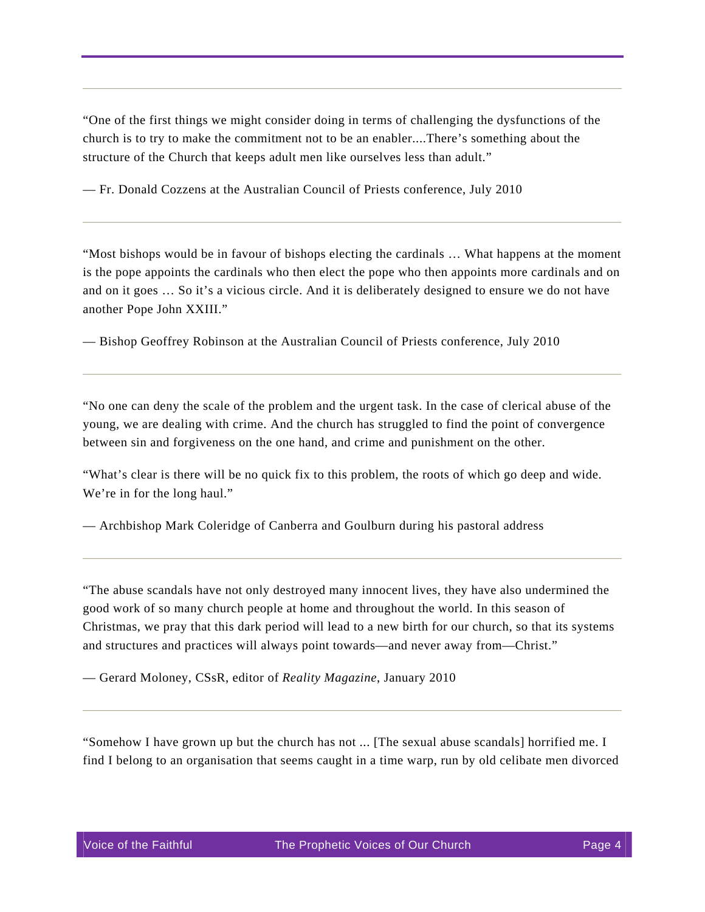---

“One of the first things we might consider doing in terms of challenging the dysfunctions of the church is to try to make the commitment not to be an enabler....There’s something about the structure of the Church that keeps adult men like ourselves less than adult.”

— Fr. Donald Cozzens at the Australian Council of Priests conference, July 2010

---

“Most bishops would be in favour of bishops electing the cardinals … What happens at the moment is the pope appoints the cardinals who then elect the pope who then appoints more cardinals and on and on it goes … So it’s a vicious circle. And it is deliberately designed to ensure we do not have another Pope John XXIII.”

— Bishop Geoffrey Robinson at the Australian Council of Priests conference, July 2010

---

“No one can deny the scale of the problem and the urgent task. In the case of clerical abuse of the young, we are dealing with crime. And the church has struggled to find the point of convergence between sin and forgiveness on the one hand, and crime and punishment on the other.

“What’s clear is there will be no quick fix to this problem, the roots of which go deep and wide. We’re in for the long haul.”

— Archbishop Mark Coleridge of Canberra and Goulburn during his pastoral address

---

“The abuse scandals have not only destroyed many innocent lives, they have also undermined the good work of so many church people at home and throughout the world. In this season of Christmas, we pray that this dark period will lead to a new birth for our church, so that its systems and structures and practices will always point towards—and never away from—Christ.”

— Gerard Moloney, CSsR, editor of *Reality Magazine*, January 2010

---

“Somehow I have grown up but the church has not ... [The sexual abuse scandals] horrified me. I find I belong to an organisation that seems caught in a time warp, run by old celibate men divorced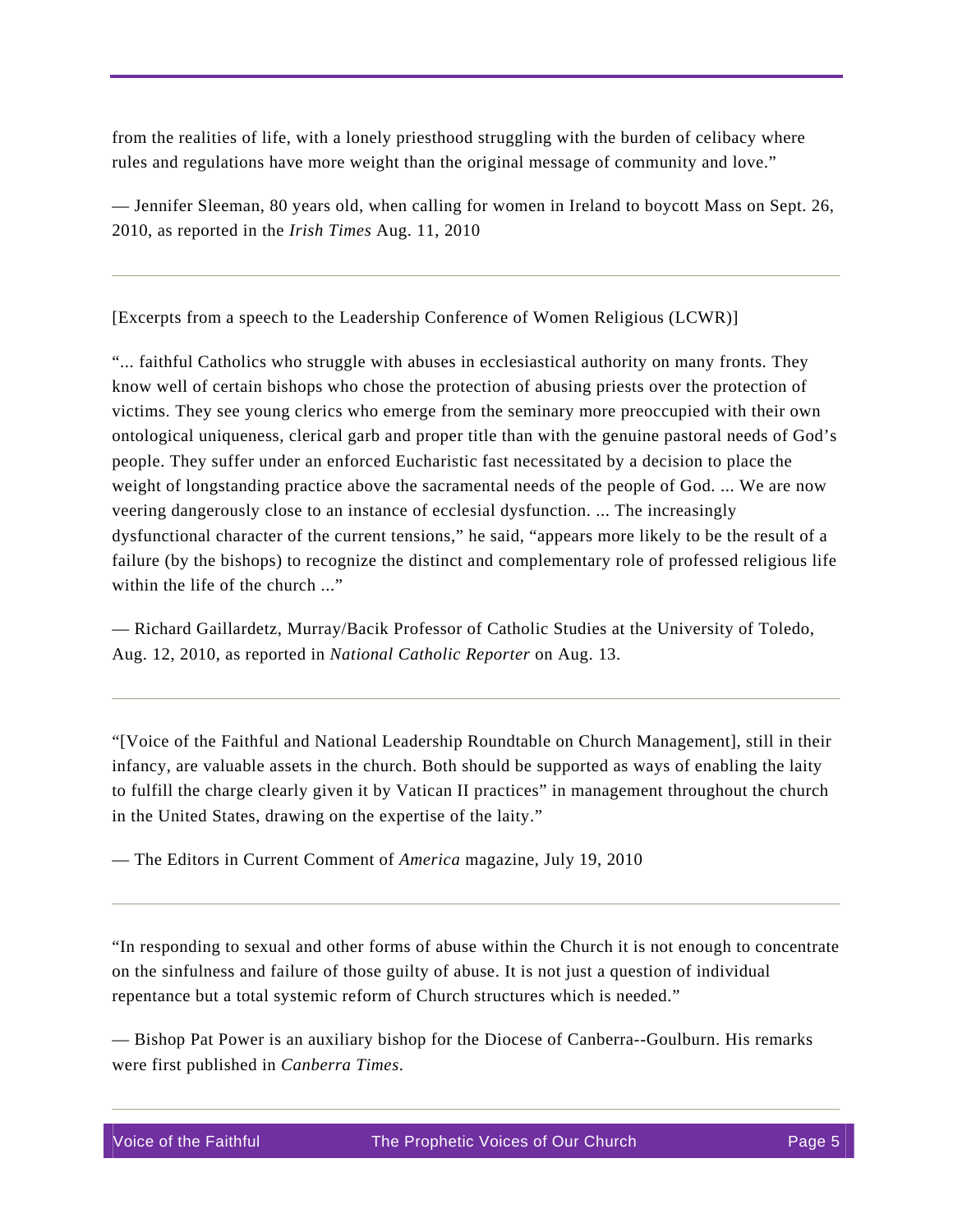from the realities of life, with a lonely priesthood struggling with the burden of celibacy where rules and regulations have more weight than the original message of community and love."

— Jennifer Sleeman, 80 years old, when calling for women in Ireland to boycott Mass on Sept. 26, 2010, as reported in the *Irish Times* Aug. 11, 2010

---

[Excerpts from a speech to the Leadership Conference of Women Religious (LCWR)]

"... faithful Catholics who struggle with abuses in ecclesiastical authority on many fronts. They know well of certain bishops who chose the protection of abusing priests over the protection of victims. They see young clerics who emerge from the seminary more preoccupied with their own ontological uniqueness, clerical garb and proper title than with the genuine pastoral needs of God's people. They suffer under an enforced Eucharistic fast necessitated by a decision to place the weight of longstanding practice above the sacramental needs of the people of God. ... We are now veering dangerously close to an instance of ecclesial dysfunction. ... The increasingly dysfunctional character of the current tensions," he said, "appears more likely to be the result of a failure (by the bishops) to recognize the distinct and complementary role of professed religious life within the life of the church ..."

— Richard Gaillardetz, Murray/Bacik Professor of Catholic Studies at the University of Toledo, Aug. 12, 2010, as reported in *National Catholic Reporter* on Aug. 13.

---

"[Voice of the Faithful and National Leadership Roundtable on Church Management], still in their infancy, are valuable assets in the church. Both should be supported as ways of enabling the laity to fulfill the charge clearly given it by Vatican II practices" in management throughout the church in the United States, drawing on the expertise of the laity."

— The Editors in Current Comment of *America* magazine, July 19, 2010

---

"In responding to sexual and other forms of abuse within the Church it is not enough to concentrate on the sinfulness and failure of those guilty of abuse. It is not just a question of individual repentance but a total systemic reform of Church structures which is needed."

— Bishop Pat Power is an auxiliary bishop for the Diocese of Canberra--Goulburn. His remarks were first published in *Canberra Times*.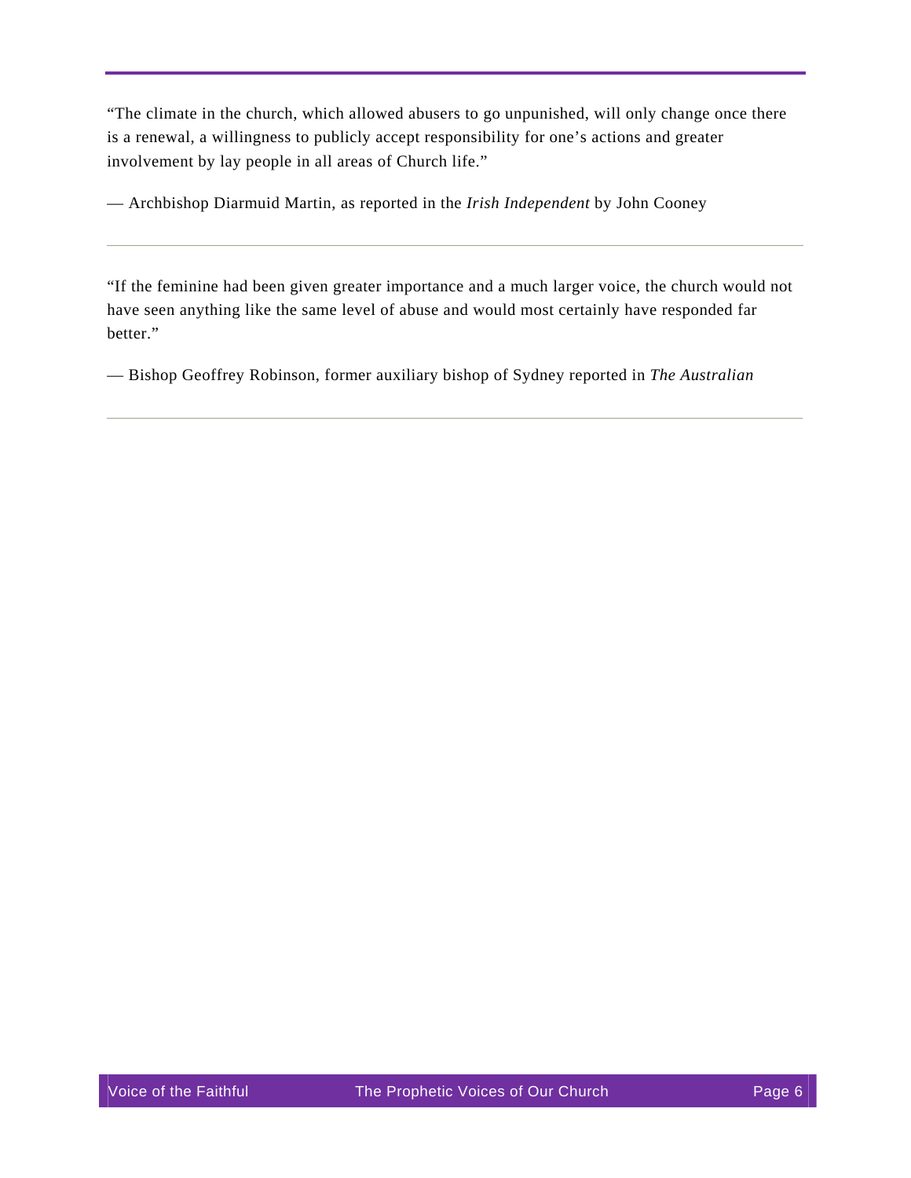"The climate in the church, which allowed abusers to go unpunished, will only change once there is a renewal, a willingness to publicly accept responsibility for one's actions and greater involvement by lay people in all areas of Church life."

— Archbishop Diarmuid Martin, as reported in the *Irish Independent* by John Cooney

---

"If the feminine had been given greater importance and a much larger voice, the church would not have seen anything like the same level of abuse and would most certainly have responded far better."

— Bishop Geoffrey Robinson, former auxiliary bishop of Sydney reported in *The Australian*

---